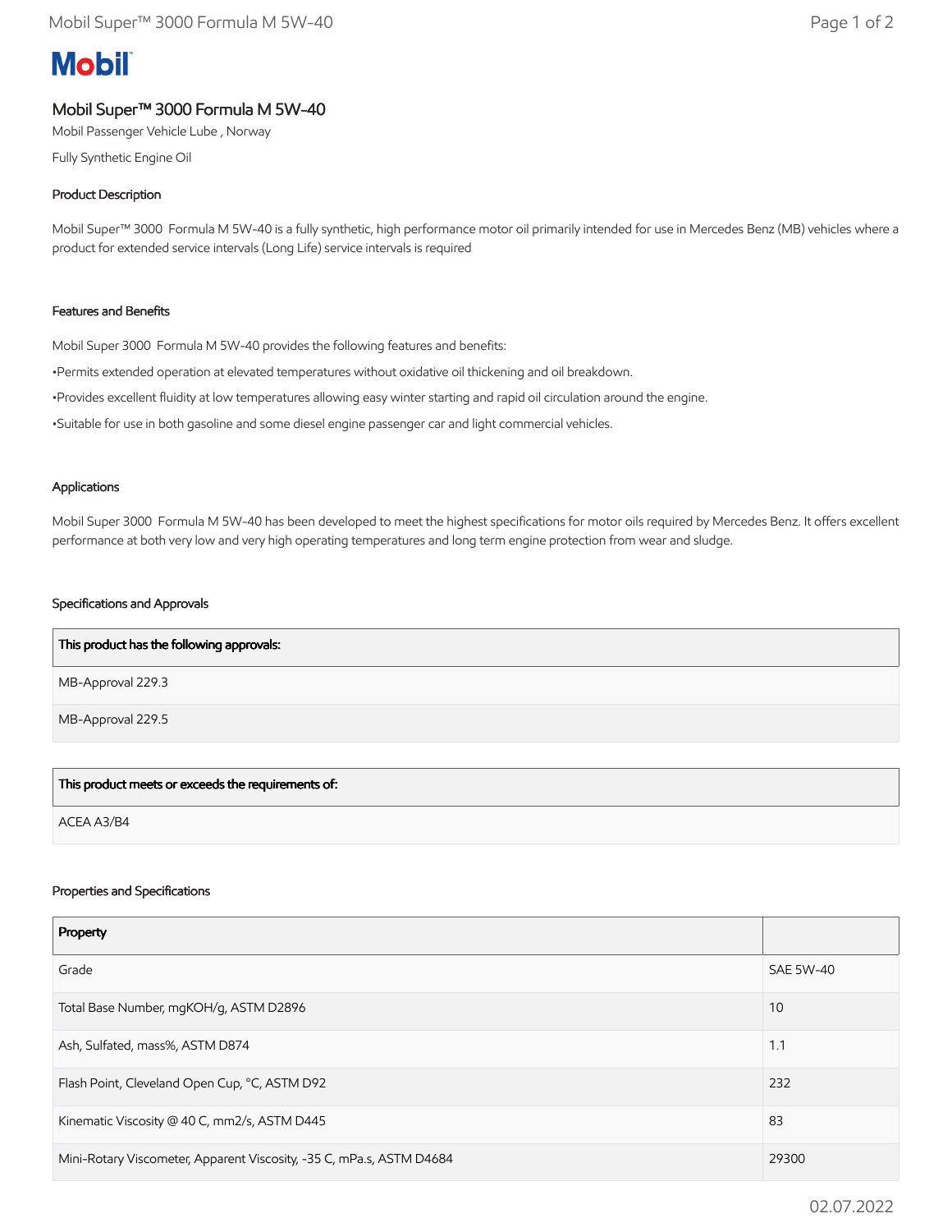# Mobil

## Mobil Super™ 3000 Formula M 5W-40

Mobil Passenger Vehicle Lube , Norway

Fully Synthetic Engine Oil

### Product Description

Mobil Super™ 3000 Formula M 5W-40 is a fully synthetic, high performance motor oil primarily intended for use in Mercedes Benz (MB) vehicles where a product for extended service intervals (Long Life) service intervals is required

### Features and Benefits

Mobil Super 3000 Formula M 5W-40 provides the following features and benefits:

- Permits extended operation at elevated temperatures without oxidative oil thickening and oil breakdown.
- Provides excellent fluidity at low temperatures allowing easy winter starting and rapid oil circulation around the engine.
- Suitable for use in both gasoline and some diesel engine passenger car and light commercial vehicles.

### Applications

Mobil Super 3000 Formula M 5W-40 has been developed to meet the highest specifications for motor oils required by Mercedes Benz. It offers excellent performance at both very low and very high operating temperatures and long term engine protection from wear and sludge.

### Specifications and Approvals

| This product has the following approvals: |
|---|
| MB-Approval 229.3 |
| MB-Approval 229.5 |

| This product meets or exceeds the requirements of: |
|---|
| ACEA A3/B4 |

### Properties and Specifications

| Property | |
|---|---|
| Grade | SAE 5W-40 |
| Total Base Number, mgKOH/g, ASTM D2896 | 10 |
| Ash, Sulfated, mass%, ASTM D874 | 1.1 |
| Flash Point, Cleveland Open Cup, °C, ASTM D92 | 232 |
| Kinematic Viscosity @ 40 C, mm2/s, ASTM D445 | 83 |
| Mini-Rotary Viscometer, Apparent Viscosity, -35 C, mPa.s, ASTM D4684 | 29300 |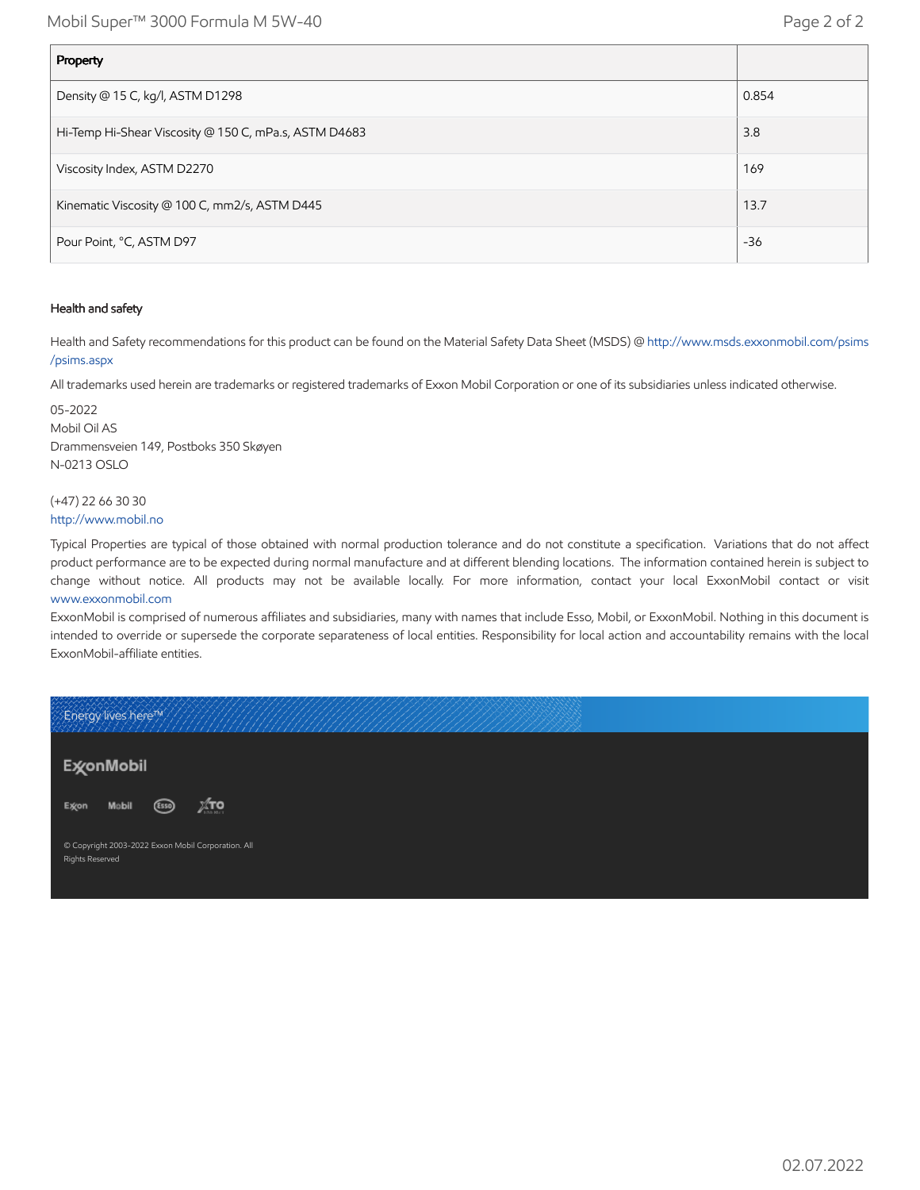| Property | |
|---|---|
| Density @ 15 C, kg/l, ASTM D1298 | 0.854 |
| Hi-Temp Hi-Shear Viscosity @ 150 C, mPa.s, ASTM D4683 | 3.8 |
| Viscosity Index, ASTM D2270 | 169 |
| Kinematic Viscosity @ 100 C, mm2/s, ASTM D445 | 13.7 |
| Pour Point, °C, ASTM D97 | -36 |

### Health and safety

Health and Safety recommendations for this product can be found on the Material Safety Data Sheet (MSDS) @ http://www.msds.exxonmobil.com/psims/psims.aspx

All trademarks used herein are trademarks or registered trademarks of Exxon Mobil Corporation or one of its subsidiaries unless indicated otherwise.

05-2022
Mobil Oil AS
Drammensveien 149, Postboks 350 Skøyen
N-0213 OSLO

(+47) 22 66 30 30
http://www.mobil.no

Typical Properties are typical of those obtained with normal production tolerance and do not constitute a specification. Variations that do not affect product performance are to be expected during normal manufacture and at different blending locations. The information contained herein is subject to change without notice. All products may not be available locally. For more information, contact your local ExxonMobil contact or visit www.exxonmobil.com

ExxonMobil is comprised of numerous affiliates and subsidiaries, many with names that include Esso, Mobil, or ExxonMobil. Nothing in this document is intended to override or supersede the corporate separateness of local entities. Responsibility for local action and accountability remains with the local ExxonMobil-affiliate entities.

Energy lives here™

ExxonMobil

Exxon Mobil Esso XTO

© Copyright 2003-2022 Exxon Mobil Corporation. All Rights Reserved

02.07.2022